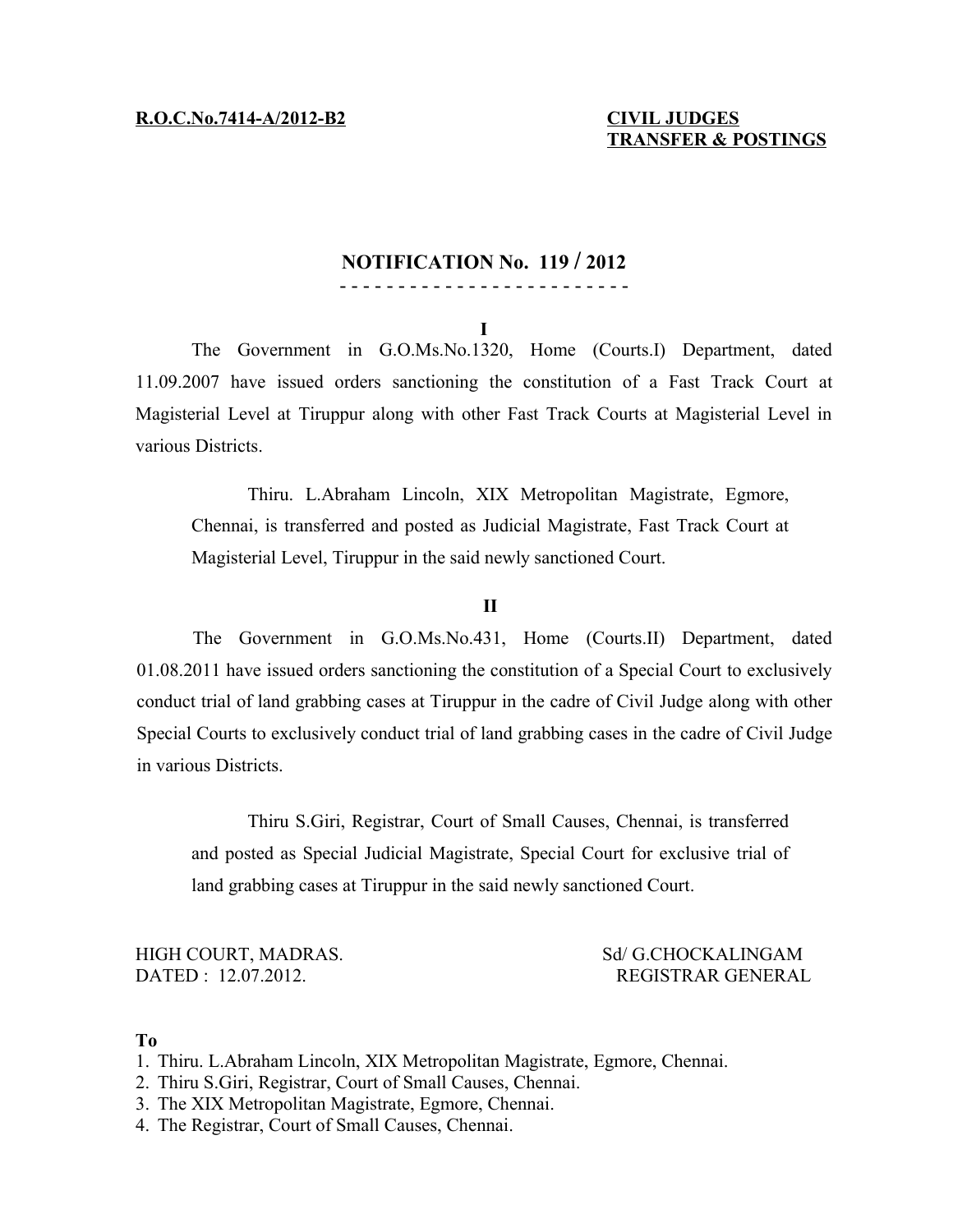**R.O.C.No.7414-A/2012-B2**

**CIVIL JUDGES TRANSFER & POSTINGS**

## NOTIFICATION No. 119 / 2012

- - - - - - - - - - - - - - - - - - - - - - - - -

**I**

The Government in G.O.Ms.No.1320, Home (Courts.I) Department, dated 11.09.2007 have issued orders sanctioning the constitution of a Fast Track Court at Magisterial Level at Tiruppur along with other Fast Track Courts at Magisterial Level in various Districts.

Thiru. L.Abraham Lincoln, XIX Metropolitan Magistrate, Egmore, Chennai, is transferred and posted as Judicial Magistrate, Fast Track Court at Magisterial Level, Tiruppur in the said newly sanctioned Court.

**II**

The Government in G.O.Ms.No.431, Home (Courts.II) Department, dated 01.08.2011 have issued orders sanctioning the constitution of a Special Court to exclusively conduct trial of land grabbing cases at Tiruppur in the cadre of Civil Judge along with other Special Courts to exclusively conduct trial of land grabbing cases in the cadre of Civil Judge in various Districts.

Thiru S.Giri, Registrar, Court of Small Causes, Chennai, is transferred and posted as Special Judicial Magistrate, Special Court for exclusive trial of land grabbing cases at Tiruppur in the said newly sanctioned Court.

HIGH COURT, MADRAS.
DATED : 12.07.2012.

Sd/ G.CHOCKALINGAM
REGISTRAR GENERAL

**To**

1. Thiru. L.Abraham Lincoln, XIX Metropolitan Magistrate, Egmore, Chennai.
2. Thiru S.Giri, Registrar, Court of Small Causes, Chennai.
3. The XIX Metropolitan Magistrate, Egmore, Chennai.
4. The Registrar, Court of Small Causes, Chennai.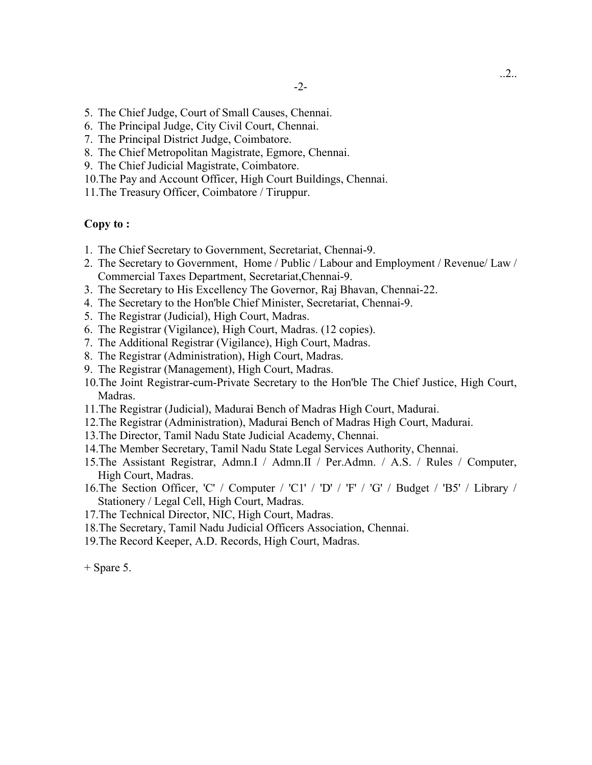5. The Chief Judge, Court of Small Causes, Chennai.
6. The Principal Judge, City Civil Court, Chennai.
7. The Principal District Judge, Coimbatore.
8. The Chief Metropolitan Magistrate, Egmore, Chennai.
9. The Chief Judicial Magistrate, Coimbatore.
10. The Pay and Account Officer, High Court Buildings, Chennai.
11. The Treasury Officer, Coimbatore / Tiruppur.

**Copy to :**

1. The Chief Secretary to Government, Secretariat, Chennai-9.
2. The Secretary to Government, Home / Public / Labour and Employment / Revenue/ Law / Commercial Taxes Department, Secretariat,Chennai-9.
3. The Secretary to His Excellency The Governor, Raj Bhavan, Chennai-22.
4. The Secretary to the Hon'ble Chief Minister, Secretariat, Chennai-9.
5. The Registrar (Judicial), High Court, Madras.
6. The Registrar (Vigilance), High Court, Madras. (12 copies).
7. The Additional Registrar (Vigilance), High Court, Madras.
8. The Registrar (Administration), High Court, Madras.
9. The Registrar (Management), High Court, Madras.
10. The Joint Registrar-cum-Private Secretary to the Hon'ble The Chief Justice, High Court, Madras.
11. The Registrar (Judicial), Madurai Bench of Madras High Court, Madurai.
12. The Registrar (Administration), Madurai Bench of Madras High Court, Madurai.
13. The Director, Tamil Nadu State Judicial Academy, Chennai.
14. The Member Secretary, Tamil Nadu State Legal Services Authority, Chennai.
15. The Assistant Registrar, Admn.I / Admn.II / Per.Admn. / A.S. / Rules / Computer, High Court, Madras.
16. The Section Officer, 'C' / Computer / 'C1' / 'D' / 'F' / 'G' / Budget / 'B5' / Library / Stationery / Legal Cell, High Court, Madras.
17. The Technical Director, NIC, High Court, Madras.
18. The Secretary, Tamil Nadu Judicial Officers Association, Chennai.
19. The Record Keeper, A.D. Records, High Court, Madras.

+ Spare 5.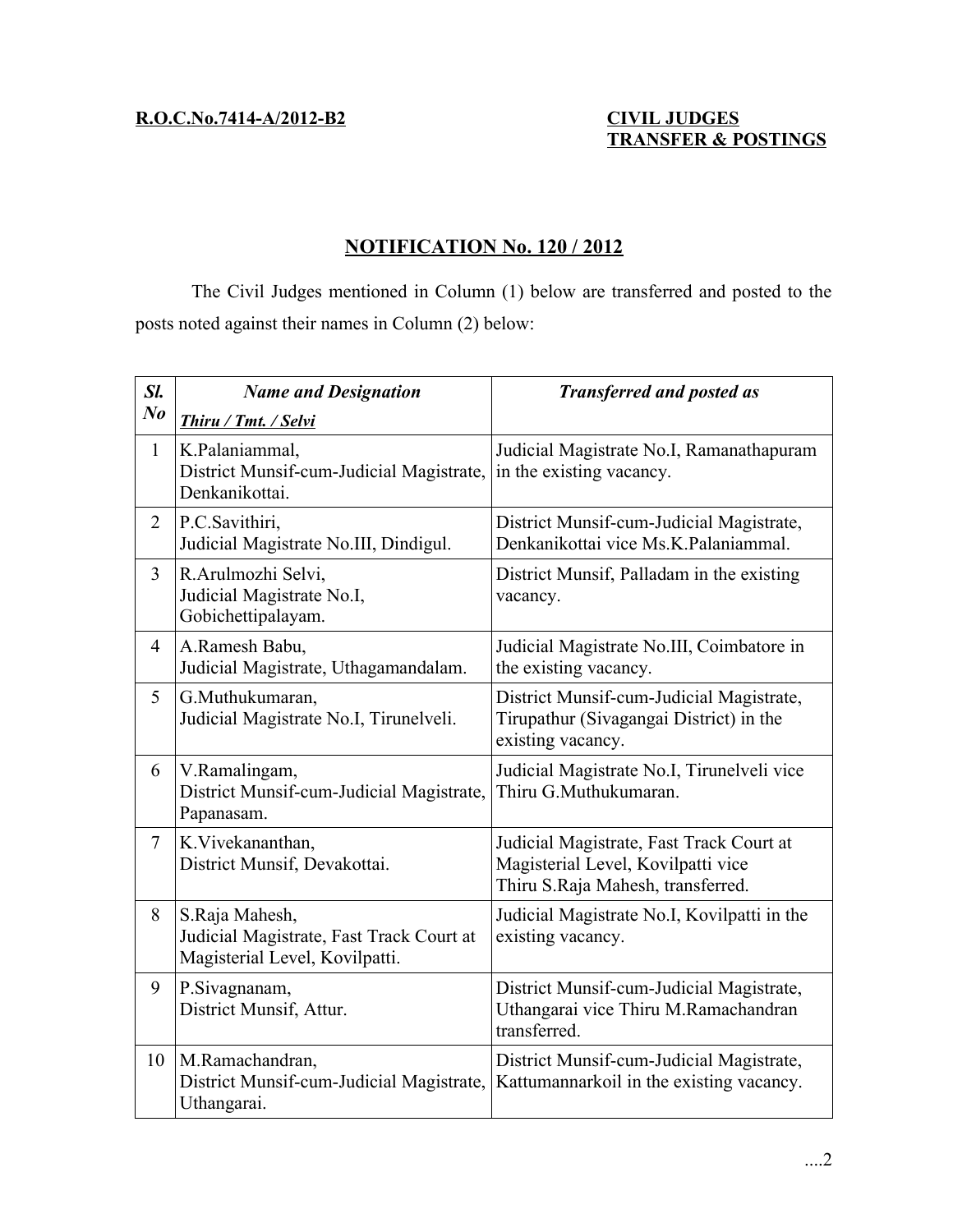**R.O.C.No.7414-A/2012-B2**

**CIVIL JUDGES TRANSFER & POSTINGS**

## NOTIFICATION No. 120 / 2012

The Civil Judges mentioned in Column (1) below are transferred and posted to the posts noted against their names in Column (2) below:

| ***Sl. No*** | ***Name and Designation*** <br> ***Thiru / Tmt. / Selvi*** | ***Transferred and posted as*** |
|---|---|---|
| 1 | K.Palaniammal,<br>District Munsif-cum-Judicial Magistrate, Denkanikottai. | Judicial Magistrate No.I, Ramanathapuram in the existing vacancy. |
| 2 | P.C.Savithiri,<br>Judicial Magistrate No.III, Dindigul. | District Munsif-cum-Judicial Magistrate, Denkanikottai vice Ms.K.Palaniammal. |
| 3 | R.Arulmozhi Selvi,<br>Judicial Magistrate No.I, Gobichettipalayam. | District Munsif, Palladam in the existing vacancy. |
| 4 | A.Ramesh Babu,<br>Judicial Magistrate, Uthagamandalam. | Judicial Magistrate No.III, Coimbatore in the existing vacancy. |
| 5 | G.Muthukumaran,<br>Judicial Magistrate No.I, Tirunelveli. | District Munsif-cum-Judicial Magistrate, Tirupathur (Sivagangai District) in the existing vacancy. |
| 6 | V.Ramalingam,<br>District Munsif-cum-Judicial Magistrate, Papanasam. | Judicial Magistrate No.I, Tirunelveli vice Thiru G.Muthukumaran. |
| 7 | K.Vivekananthan,<br>District Munsif, Devakottai. | Judicial Magistrate, Fast Track Court at Magisterial Level, Kovilpatti vice Thiru S.Raja Mahesh, transferred. |
| 8 | S.Raja Mahesh,<br>Judicial Magistrate, Fast Track Court at Magisterial Level, Kovilpatti. | Judicial Magistrate No.I, Kovilpatti in the existing vacancy. |
| 9 | P.Sivagnanam,<br>District Munsif, Attur. | District Munsif-cum-Judicial Magistrate, Uthangarai vice Thiru M.Ramachandran transferred. |
| 10 | M.Ramachandran,<br>District Munsif-cum-Judicial Magistrate, Uthangarai. | District Munsif-cum-Judicial Magistrate, Kattumannarkoil in the existing vacancy. |

....2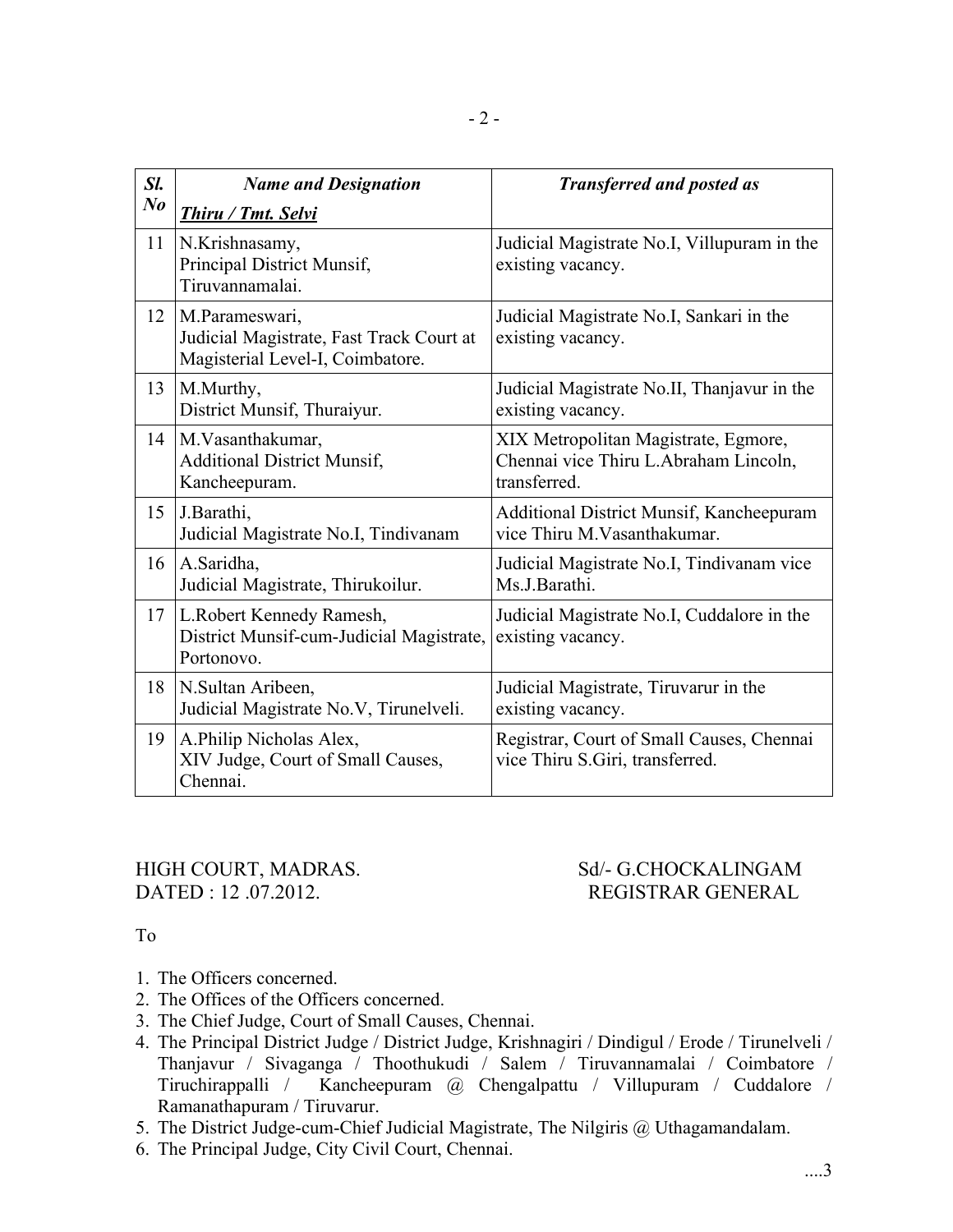| ***Sl. No*** | ***Name and Designation*** ***Thiru / Tmt. Selvi*** | ***Transferred and posted as*** |
|---|---|---|
| 11 | N.Krishnasamy, Principal District Munsif, Tiruvannamalai. | Judicial Magistrate No.I, Villupuram in the existing vacancy. |
| 12 | M.Parameswari, Judicial Magistrate, Fast Track Court at Magisterial Level-I, Coimbatore. | Judicial Magistrate No.I, Sankari in the existing vacancy. |
| 13 | M.Murthy, District Munsif, Thuraiyur. | Judicial Magistrate No.II, Thanjavur in the existing vacancy. |
| 14 | M.Vasanthakumar, Additional District Munsif, Kancheepuram. | XIX Metropolitan Magistrate, Egmore, Chennai vice Thiru L.Abraham Lincoln, transferred. |
| 15 | J.Barathi, Judicial Magistrate No.I, Tindivanam | Additional District Munsif, Kancheepuram vice Thiru M.Vasanthakumar. |
| 16 | A.Saridha, Judicial Magistrate, Thirukoilur. | Judicial Magistrate No.I, Tindivanam vice Ms.J.Barathi. |
| 17 | L.Robert Kennedy Ramesh, District Munsif-cum-Judicial Magistrate, Portonovo. | Judicial Magistrate No.I, Cuddalore in the existing vacancy. |
| 18 | N.Sultan Aribeen, Judicial Magistrate No.V, Tirunelveli. | Judicial Magistrate, Tiruvarur in the existing vacancy. |
| 19 | A.Philip Nicholas Alex, XIV Judge, Court of Small Causes, Chennai. | Registrar, Court of Small Causes, Chennai vice Thiru S.Giri, transferred. |

HIGH COURT, MADRAS.
DATED : 12 .07.2012.

Sd/- G.CHOCKALINGAM
REGISTRAR GENERAL

To

1. The Officers concerned.
2. The Offices of the Officers concerned.
3. The Chief Judge, Court of Small Causes, Chennai.
4. The Principal District Judge / District Judge, Krishnagiri / Dindigul / Erode / Tirunelveli / Thanjavur / Sivaganga / Thoothukudi / Salem / Tiruvannamalai / Coimbatore / Tiruchirappalli / Kancheepuram @ Chengalpattu / Villupuram / Cuddalore / Ramanathapuram / Tiruvarur.
5. The District Judge-cum-Chief Judicial Magistrate, The Nilgiris @ Uthagamandalam.
6. The Principal Judge, City Civil Court, Chennai.

....3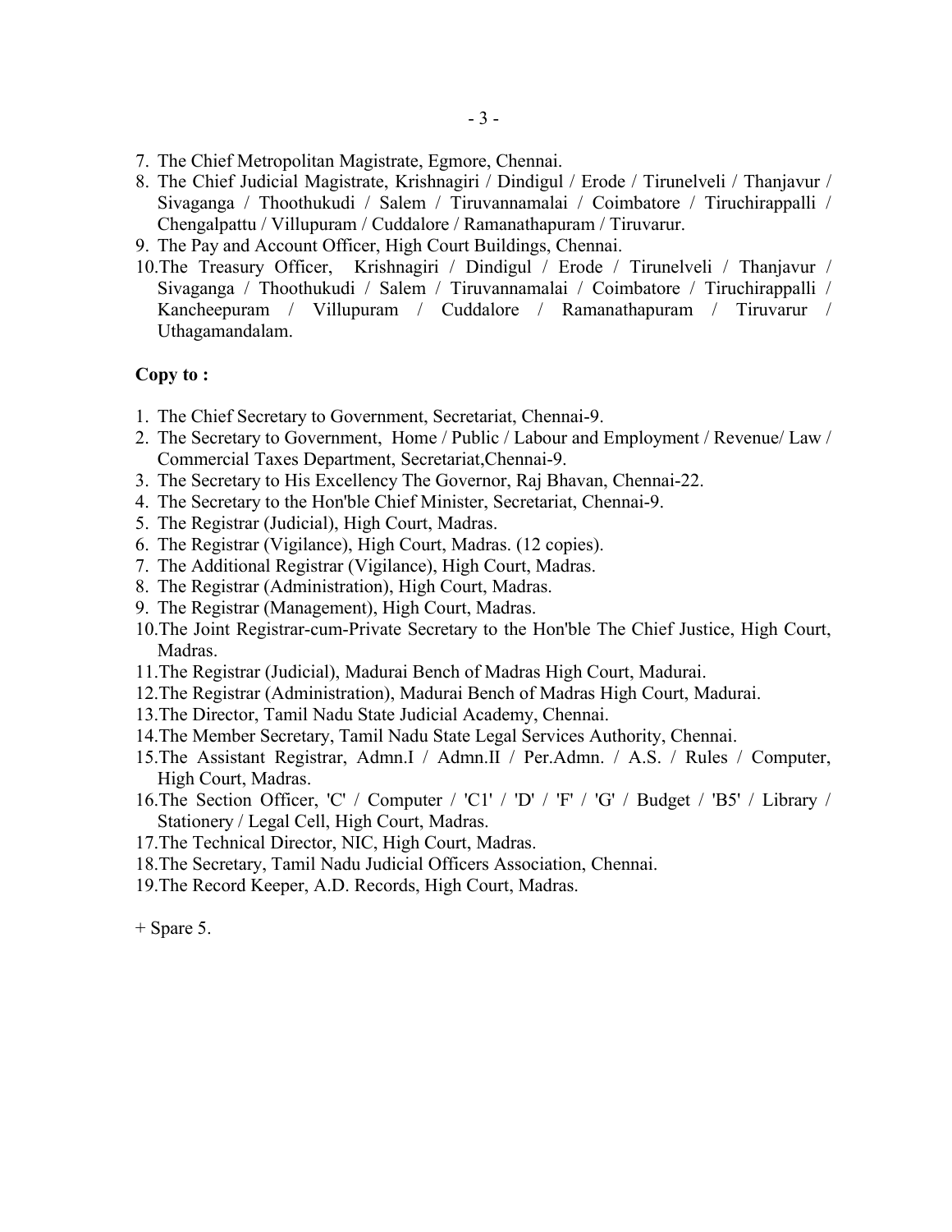7. The Chief Metropolitan Magistrate, Egmore, Chennai.
8. The Chief Judicial Magistrate, Krishnagiri / Dindigul / Erode / Tirunelveli / Thanjavur / Sivaganga / Thoothukudi / Salem / Tiruvannamalai / Coimbatore / Tiruchirappalli / Chengalpattu / Villupuram / Cuddalore / Ramanathapuram / Tiruvarur.
9. The Pay and Account Officer, High Court Buildings, Chennai.
10. The Treasury Officer, Krishnagiri / Dindigul / Erode / Tirunelveli / Thanjavur / Sivaganga / Thoothukudi / Salem / Tiruvannamalai / Coimbatore / Tiruchirappalli / Kancheepuram / Villupuram / Cuddalore / Ramanathapuram / Tiruvarur / Uthagamandalam.

**Copy to :**

1. The Chief Secretary to Government, Secretariat, Chennai-9.
2. The Secretary to Government, Home / Public / Labour and Employment / Revenue/ Law / Commercial Taxes Department, Secretariat,Chennai-9.
3. The Secretary to His Excellency The Governor, Raj Bhavan, Chennai-22.
4. The Secretary to the Hon'ble Chief Minister, Secretariat, Chennai-9.
5. The Registrar (Judicial), High Court, Madras.
6. The Registrar (Vigilance), High Court, Madras. (12 copies).
7. The Additional Registrar (Vigilance), High Court, Madras.
8. The Registrar (Administration), High Court, Madras.
9. The Registrar (Management), High Court, Madras.
10. The Joint Registrar-cum-Private Secretary to the Hon'ble The Chief Justice, High Court, Madras.
11. The Registrar (Judicial), Madurai Bench of Madras High Court, Madurai.
12. The Registrar (Administration), Madurai Bench of Madras High Court, Madurai.
13. The Director, Tamil Nadu State Judicial Academy, Chennai.
14. The Member Secretary, Tamil Nadu State Legal Services Authority, Chennai.
15. The Assistant Registrar, Admn.I / Admn.II / Per.Admn. / A.S. / Rules / Computer, High Court, Madras.
16. The Section Officer, 'C' / Computer / 'C1' / 'D' / 'F' / 'G' / Budget / 'B5' / Library / Stationery / Legal Cell, High Court, Madras.
17. The Technical Director, NIC, High Court, Madras.
18. The Secretary, Tamil Nadu Judicial Officers Association, Chennai.
19. The Record Keeper, A.D. Records, High Court, Madras.

+ Spare 5.